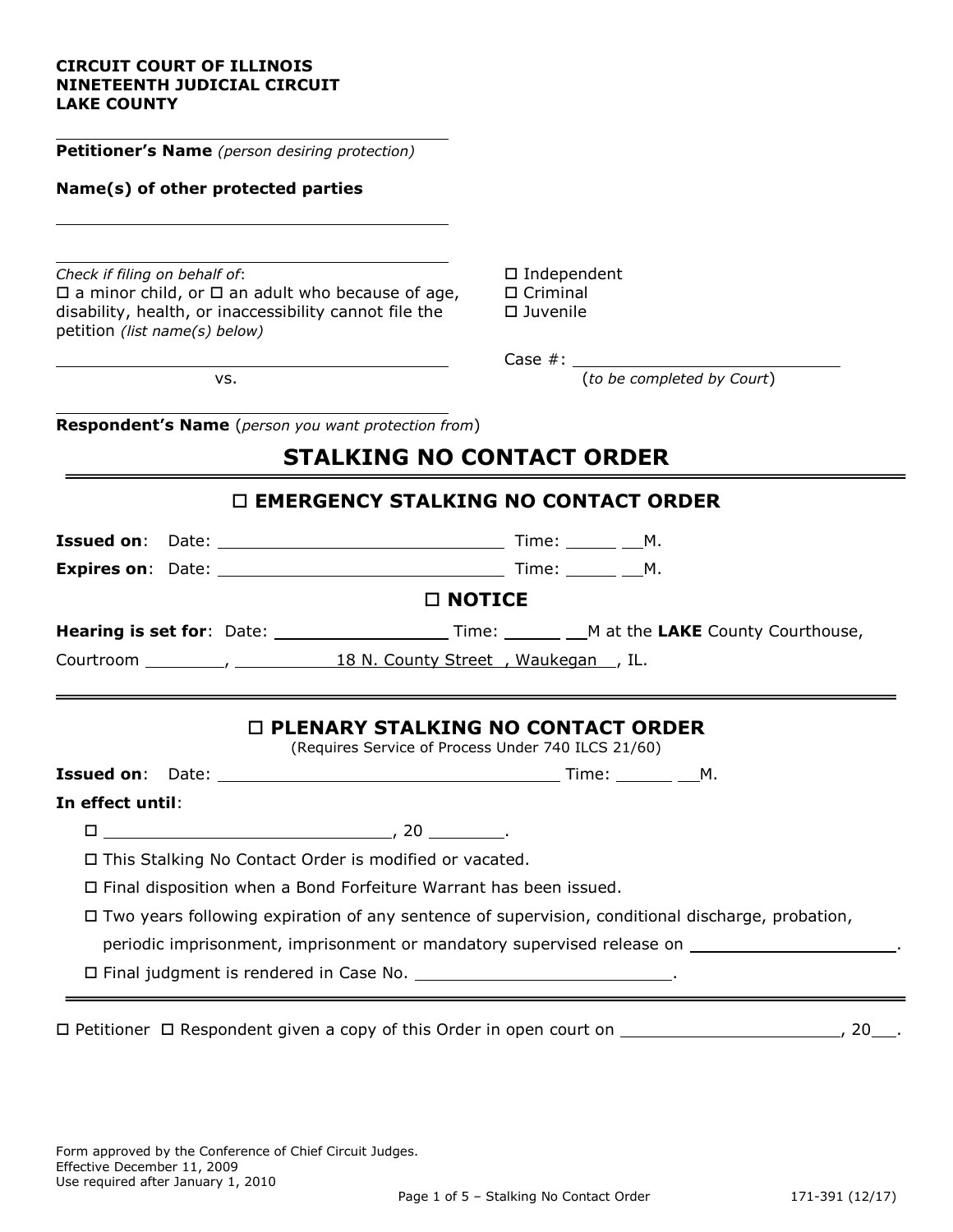**CIRCUIT COURT OF ILLINOIS**
**NINETEENTH JUDICIAL CIRCUIT**
**LAKE COUNTY**

______________________________________
**Petitioner's Name** *(person desiring protection)*

**Name(s) of other protected parties**

______________________________________

______________________________________
*Check if filing on behalf of*:
☐ a minor child, or ☐ an adult who because of age, disability, health, or inaccessibility cannot file the petition *(list name(s) below)*

______________________________________
vs.

______________________________________
**Respondent's Name** (*person you want protection from*)

☐ Independent
☐ Criminal
☐ Juvenile

Case #: ______________________________
(*to be completed by Court*)

# STALKING NO CONTACT ORDER

## ☐ EMERGENCY STALKING NO CONTACT ORDER

**Issued on**: Date: ______________________________ Time: ______ __M.

**Expires on**: Date: ______________________________ Time: ______ __M.

## ☐ NOTICE

**Hearing is set for**: Date: __________________ Time: ______ __M at the **LAKE** County Courthouse, Courtroom _________, 18 N. County Street , Waukegan , IL.

## ☐ PLENARY STALKING NO CONTACT ORDER

(Requires Service of Process Under 740 ILCS 21/60)

**Issued on**: Date: ______________________________________ Time: ______ __M.

**In effect until**:

☐ ______________________________, 20 ________.

☐ This Stalking No Contact Order is modified or vacated.

☐ Final disposition when a Bond Forfeiture Warrant has been issued.

☐ Two years following expiration of any sentence of supervision, conditional discharge, probation, periodic imprisonment, imprisonment or mandatory supervised release on ______________________.

☐ Final judgment is rendered in Case No. ___________________________.

☐ Petitioner ☐ Respondent given a copy of this Order in open court on _______________________, 20___.

Form approved by the Conference of Chief Circuit Judges.
Effective December 11, 2009
Use required after January 1, 2010

171-391 (12/17)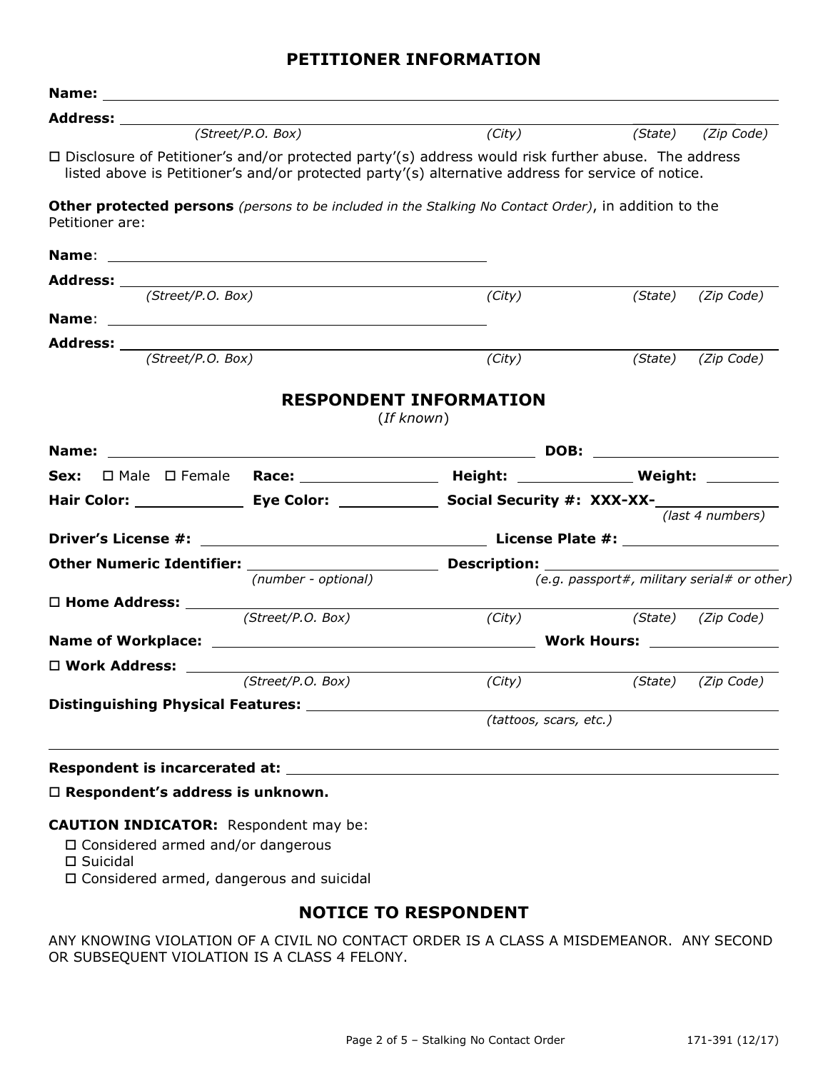## PETITIONER INFORMATION

**Name:** ______________________________________________

**Address:** ______________________________________________
*(Street/P.O. Box)* *(City)* *(State)* *(Zip Code)*

☐ Disclosure of Petitioner's and/or protected party'(s) address would risk further abuse. The address listed above is Petitioner's and/or protected party'(s) alternative address for service of notice.

**Other protected persons** *(persons to be included in the Stalking No Contact Order)*, in addition to the Petitioner are:

**Name**: ______________________________________________

**Address:** ______________________________________________
*(Street/P.O. Box)* *(City)* *(State)* *(Zip Code)*

**Name**: ______________________________________________

**Address:** ______________________________________________
*(Street/P.O. Box)* *(City)* *(State)* *(Zip Code)*

## RESPONDENT INFORMATION

(*If known*)

**Name:** ______________________________ **DOB:** ______________

**Sex:** ☐ Male ☐ Female **Race:** ____________ **Height:** ____________ **Weight:** ________

**Hair Color:** ____________ **Eye Color:** ____________ **Social Security #: XXX-XX-**____________
*(last 4 numbers)*

**Driver's License #:** ______________________________ **License Plate #:** ______________

**Other Numeric Identifier:** ______________ **Description:** ______________________________
*(number - optional)* *(e.g. passport#, military serial# or other)*

☐ **Home Address:** ______________________________________________
*(Street/P.O. Box)* *(City)* *(State)* *(Zip Code)*

**Name of Workplace:** ______________________________ **Work Hours:** ______________

☐ **Work Address:** ______________________________________________
*(Street/P.O. Box)* *(City)* *(State)* *(Zip Code)*

**Distinguishing Physical Features:** ______________________________________________
*(tattoos, scars, etc.)*

______________________________________________________________________

**Respondent is incarcerated at:** ______________________________________________

☐ **Respondent's address is unknown.**

**CAUTION INDICATOR:** Respondent may be:

☐ Considered armed and/or dangerous
☐ Suicidal
☐ Considered armed, dangerous and suicidal

## NOTICE TO RESPONDENT

ANY KNOWING VIOLATION OF A CIVIL NO CONTACT ORDER IS A CLASS A MISDEMEANOR. ANY SECOND OR SUBSEQUENT VIOLATION IS A CLASS 4 FELONY.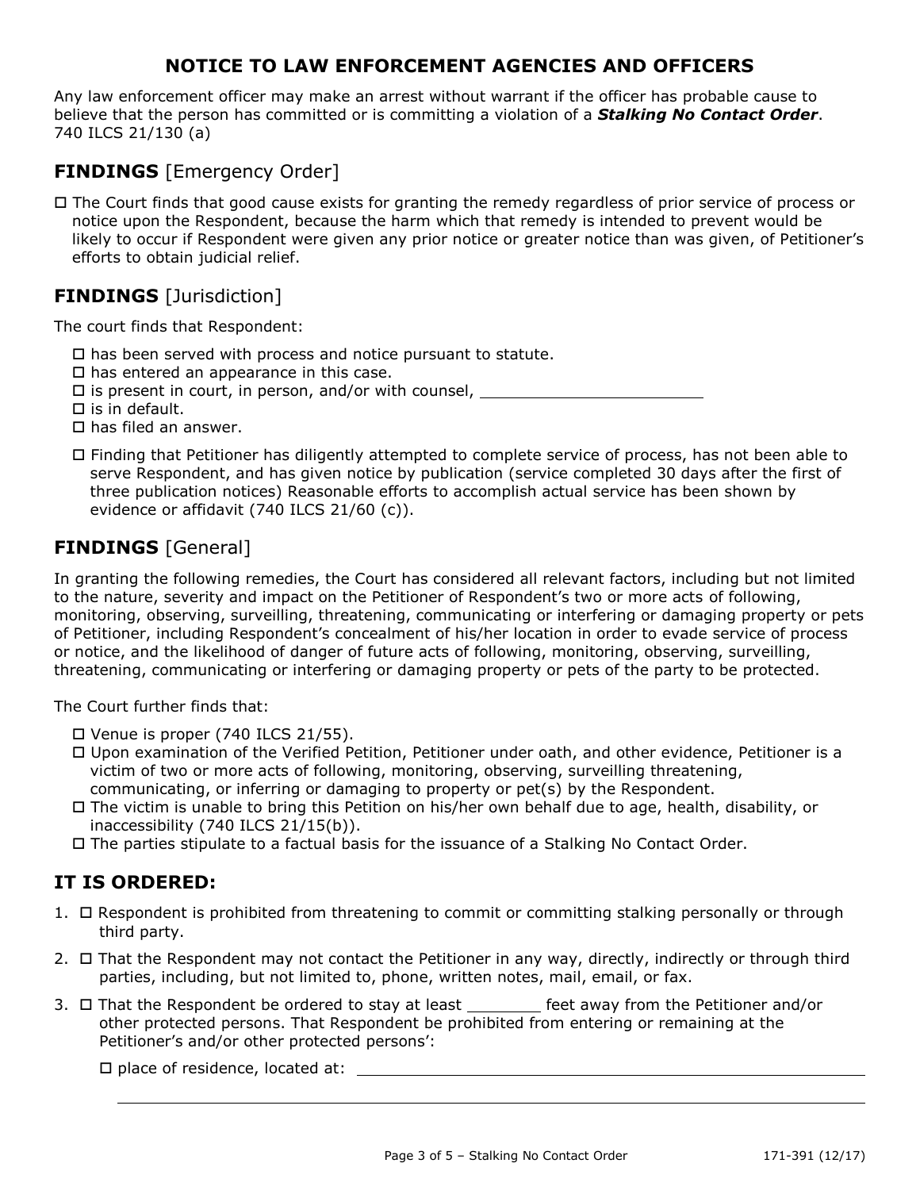## NOTICE TO LAW ENFORCEMENT AGENCIES AND OFFICERS

Any law enforcement officer may make an arrest without warrant if the officer has probable cause to believe that the person has committed or is committing a violation of a ***Stalking No Contact Order***. 740 ILCS 21/130 (a)

## **FINDINGS** [Emergency Order]

☐ The Court finds that good cause exists for granting the remedy regardless of prior service of process or notice upon the Respondent, because the harm which that remedy is intended to prevent would be likely to occur if Respondent were given any prior notice or greater notice than was given, of Petitioner's efforts to obtain judicial relief.

## **FINDINGS** [Jurisdiction]

The court finds that Respondent:

- ☐ has been served with process and notice pursuant to statute.
- ☐ has entered an appearance in this case.
- ☐ is present in court, in person, and/or with counsel, ________________________
- ☐ is in default.
- ☐ has filed an answer.
- ☐ Finding that Petitioner has diligently attempted to complete service of process, has not been able to serve Respondent, and has given notice by publication (service completed 30 days after the first of three publication notices) Reasonable efforts to accomplish actual service has been shown by evidence or affidavit (740 ILCS 21/60 (c)).

## **FINDINGS** [General]

In granting the following remedies, the Court has considered all relevant factors, including but not limited to the nature, severity and impact on the Petitioner of Respondent's two or more acts of following, monitoring, observing, surveilling, threatening, communicating or interfering or damaging property or pets of Petitioner, including Respondent's concealment of his/her location in order to evade service of process or notice, and the likelihood of danger of future acts of following, monitoring, observing, surveilling, threatening, communicating or interfering or damaging property or pets of the party to be protected.

The Court further finds that:

- ☐ Venue is proper (740 ILCS 21/55).
- ☐ Upon examination of the Verified Petition, Petitioner under oath, and other evidence, Petitioner is a victim of two or more acts of following, monitoring, observing, surveilling threatening, communicating, or inferring or damaging to property or pet(s) by the Respondent.
- ☐ The victim is unable to bring this Petition on his/her own behalf due to age, health, disability, or inaccessibility (740 ILCS 21/15(b)).
- ☐ The parties stipulate to a factual basis for the issuance of a Stalking No Contact Order.

## IT IS ORDERED:

1. ☐ Respondent is prohibited from threatening to commit or committing stalking personally or through third party.
2. ☐ That the Respondent may not contact the Petitioner in any way, directly, indirectly or through third parties, including, but not limited to, phone, written notes, mail, email, or fax.
3. ☐ That the Respondent be ordered to stay at least ________ feet away from the Petitioner and/or other protected persons. That Respondent be prohibited from entering or remaining at the Petitioner's and/or other protected persons':

   ☐ place of residence, located at: ____________________________________________________________

   ________________________________________________________________________________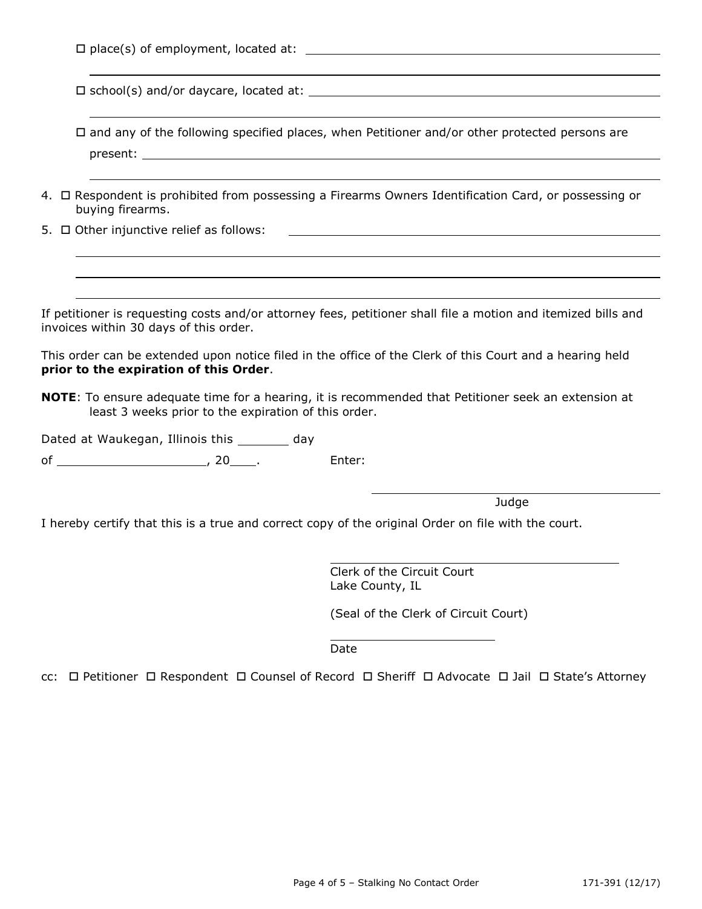☐ place(s) of employment, located at: ____________________________________________

______________________________________________________________________________

☐ school(s) and/or daycare, located at: ____________________________________________

______________________________________________________________________________

☐ and any of the following specified places, when Petitioner and/or other protected persons are present: ________________________________________________________________

______________________________________________________________________________

4. ☐ Respondent is prohibited from possessing a Firearms Owners Identification Card, or possessing or buying firearms.
5. ☐ Other injunctive relief as follows: ____________________________________________

______________________________________________________________________________

______________________________________________________________________________

______________________________________________________________________________

If petitioner is requesting costs and/or attorney fees, petitioner shall file a motion and itemized bills and invoices within 30 days of this order.

This order can be extended upon notice filed in the office of the Clerk of this Court and a hearing held **prior to the expiration of this Order**.

**NOTE**: To ensure adequate time for a hearing, it is recommended that Petitioner seek an extension at least 3 weeks prior to the expiration of this order.

Dated at Waukegan, Illinois this ________ day of ____________________, 20____.

Enter:

______________________________
Judge

I hereby certify that this is a true and correct copy of the original Order on file with the court.

______________________________
Clerk of the Circuit Court
Lake County, IL

(Seal of the Clerk of Circuit Court)

______________________
Date

cc: ☐ Petitioner ☐ Respondent ☐ Counsel of Record ☐ Sheriff ☐ Advocate ☐ Jail ☐ State's Attorney

171-391 (12/17)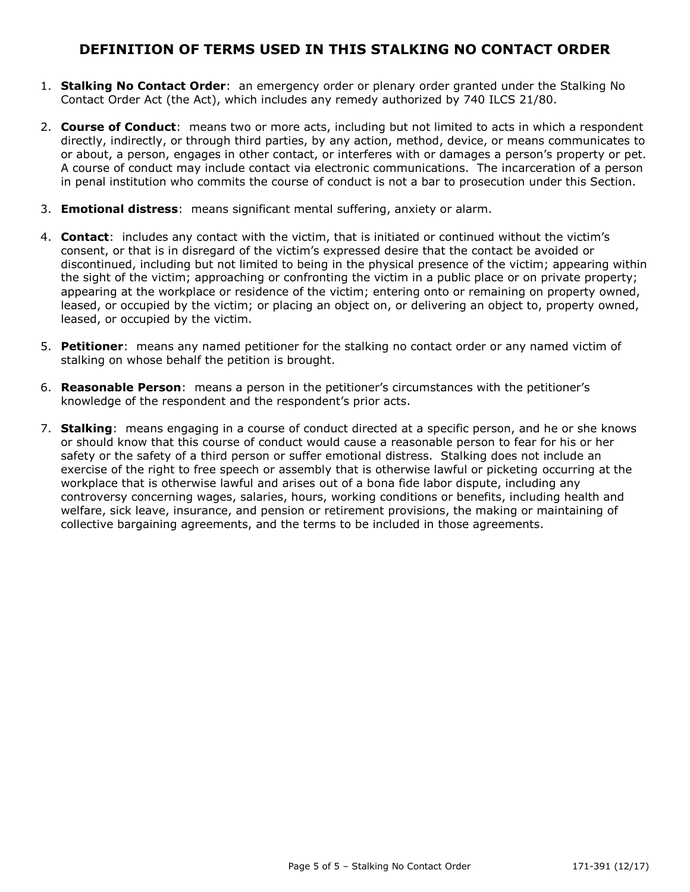## DEFINITION OF TERMS USED IN THIS STALKING NO CONTACT ORDER

1. **Stalking No Contact Order**: an emergency order or plenary order granted under the Stalking No Contact Order Act (the Act), which includes any remedy authorized by 740 ILCS 21/80.

2. **Course of Conduct**: means two or more acts, including but not limited to acts in which a respondent directly, indirectly, or through third parties, by any action, method, device, or means communicates to or about, a person, engages in other contact, or interferes with or damages a person's property or pet. A course of conduct may include contact via electronic communications. The incarceration of a person in penal institution who commits the course of conduct is not a bar to prosecution under this Section.

3. **Emotional distress**: means significant mental suffering, anxiety or alarm.

4. **Contact**: includes any contact with the victim, that is initiated or continued without the victim's consent, or that is in disregard of the victim's expressed desire that the contact be avoided or discontinued, including but not limited to being in the physical presence of the victim; appearing within the sight of the victim; approaching or confronting the victim in a public place or on private property; appearing at the workplace or residence of the victim; entering onto or remaining on property owned, leased, or occupied by the victim; or placing an object on, or delivering an object to, property owned, leased, or occupied by the victim.

5. **Petitioner**: means any named petitioner for the stalking no contact order or any named victim of stalking on whose behalf the petition is brought.

6. **Reasonable Person**: means a person in the petitioner's circumstances with the petitioner's knowledge of the respondent and the respondent's prior acts.

7. **Stalking**: means engaging in a course of conduct directed at a specific person, and he or she knows or should know that this course of conduct would cause a reasonable person to fear for his or her safety or the safety of a third person or suffer emotional distress. Stalking does not include an exercise of the right to free speech or assembly that is otherwise lawful or picketing occurring at the workplace that is otherwise lawful and arises out of a bona fide labor dispute, including any controversy concerning wages, salaries, hours, working conditions or benefits, including health and welfare, sick leave, insurance, and pension or retirement provisions, the making or maintaining of collective bargaining agreements, and the terms to be included in those agreements.